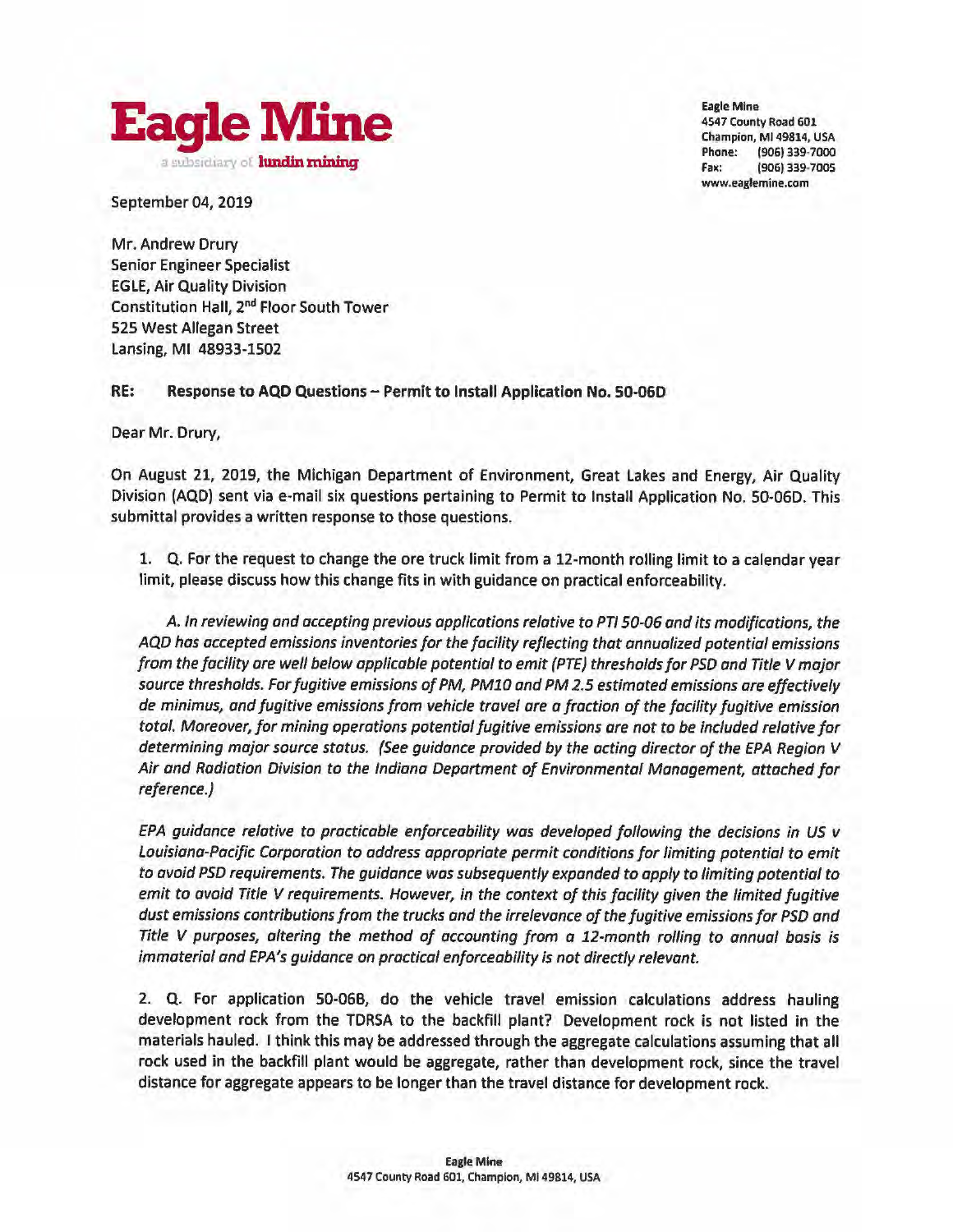**Eagle Mine**
a subsidiary of **lundin mining**

Eagle Mine
4547 County Road 601
Champion, MI 49814, USA
Phone: (906) 339-7000
Fax: (906) 339-7005
www.eaglemine.com

September 04, 2019

Mr. Andrew Drury
Senior Engineer Specialist
EGLE, Air Quality Division
Constitution Hall, 2nd Floor South Tower
525 West Allegan Street
Lansing, MI 48933-1502

**RE: Response to AQD Questions – Permit to Install Application No. 50-06D**

Dear Mr. Drury,

On August 21, 2019, the Michigan Department of Environment, Great Lakes and Energy, Air Quality Division (AQD) sent via e-mail six questions pertaining to Permit to Install Application No. 50-06D. This submittal provides a written response to those questions.

1. Q. For the request to change the ore truck limit from a 12-month rolling limit to a calendar year limit, please discuss how this change fits in with guidance on practical enforceability.

   *A. In reviewing and accepting previous applications relative to PTI 50-06 and its modifications, the AQD has accepted emissions inventories for the facility reflecting that annualized potential emissions from the facility are well below applicable potential to emit (PTE) thresholds for PSD and Title V major source thresholds. For fugitive emissions of PM, PM10 and PM 2.5 estimated emissions are effectively de minimus, and fugitive emissions from vehicle travel are a fraction of the facility fugitive emission total. Moreover, for mining operations potential fugitive emissions are not to be included relative for determining major source status. (See guidance provided by the acting director of the EPA Region V Air and Radiation Division to the Indiana Department of Environmental Management, attached for reference.)*

   *EPA guidance relative to practicable enforceability was developed following the decisions in US v Louisiana-Pacific Corporation to address appropriate permit conditions for limiting potential to emit to avoid PSD requirements. The guidance was subsequently expanded to apply to limiting potential to emit to avoid Title V requirements. However, in the context of this facility given the limited fugitive dust emissions contributions from the trucks and the irrelevance of the fugitive emissions for PSD and Title V purposes, altering the method of accounting from a 12-month rolling to annual basis is immaterial and EPA's guidance on practical enforceability is not directly relevant.*

2. Q. For application 50-06B, do the vehicle travel emission calculations address hauling development rock from the TDRSA to the backfill plant? Development rock is not listed in the materials hauled. I think this may be addressed through the aggregate calculations assuming that all rock used in the backfill plant would be aggregate, rather than development rock, since the travel distance for aggregate appears to be longer than the travel distance for development rock.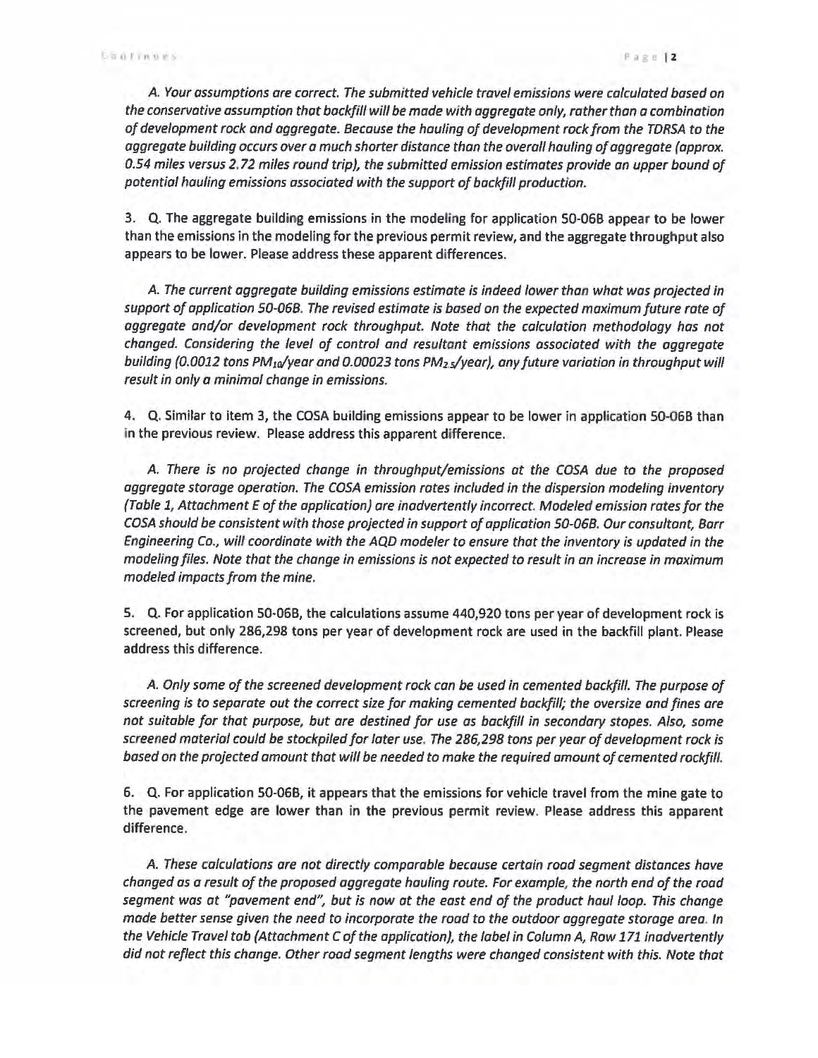*A. Your assumptions are correct. The submitted vehicle travel emissions were calculated based on the conservative assumption that backfill will be made with aggregate only, rather than a combination of development rock and aggregate. Because the hauling of development rock from the TDRSA to the aggregate building occurs over a much shorter distance than the overall hauling of aggregate (approx. 0.54 miles versus 2.72 miles round trip), the submitted emission estimates provide an upper bound of potential hauling emissions associated with the support of backfill production.*

3. Q. The aggregate building emissions in the modeling for application 50-06B appear to be lower than the emissions in the modeling for the previous permit review, and the aggregate throughput also appears to be lower. Please address these apparent differences.

*A. The current aggregate building emissions estimate is indeed lower than what was projected in support of application 50-06B. The revised estimate is based on the expected maximum future rate of aggregate and/or development rock throughput. Note that the calculation methodology has not changed. Considering the level of control and resultant emissions associated with the aggregate building (0.0012 tons $PM_{10}$/year and 0.00023 tons $PM_{2.5}$/year), any future variation in throughput will result in only a minimal change in emissions.*

4. Q. Similar to item 3, the COSA building emissions appear to be lower in application 50-06B than in the previous review. Please address this apparent difference.

*A. There is no projected change in throughput/emissions at the COSA due to the proposed aggregate storage operation. The COSA emission rates included in the dispersion modeling inventory (Table 1, Attachment E of the application) are inadvertently incorrect. Modeled emission rates for the COSA should be consistent with those projected in support of application 50-06B. Our consultant, Barr Engineering Co., will coordinate with the AQD modeler to ensure that the inventory is updated in the modeling files. Note that the change in emissions is not expected to result in an increase in maximum modeled impacts from the mine.*

5. Q. For application 50-06B, the calculations assume 440,920 tons per year of development rock is screened, but only 286,298 tons per year of development rock are used in the backfill plant. Please address this difference.

*A. Only some of the screened development rock can be used in cemented backfill. The purpose of screening is to separate out the correct size for making cemented backfill; the oversize and fines are not suitable for that purpose, but are destined for use as backfill in secondary stopes. Also, some screened material could be stockpiled for later use. The 286,298 tons per year of development rock is based on the projected amount that will be needed to make the required amount of cemented rockfill.*

6. Q. For application 50-06B, it appears that the emissions for vehicle travel from the mine gate to the pavement edge are lower than in the previous permit review. Please address this apparent difference.

*A. These calculations are not directly comparable because certain road segment distances have changed as a result of the proposed aggregate hauling route. For example, the north end of the road segment was at "pavement end", but is now at the east end of the product haul loop. This change made better sense given the need to incorporate the road to the outdoor aggregate storage area. In the Vehicle Travel tab (Attachment C of the application), the label in Column A, Row 171 inadvertently did not reflect this change. Other road segment lengths were changed consistent with this. Note that*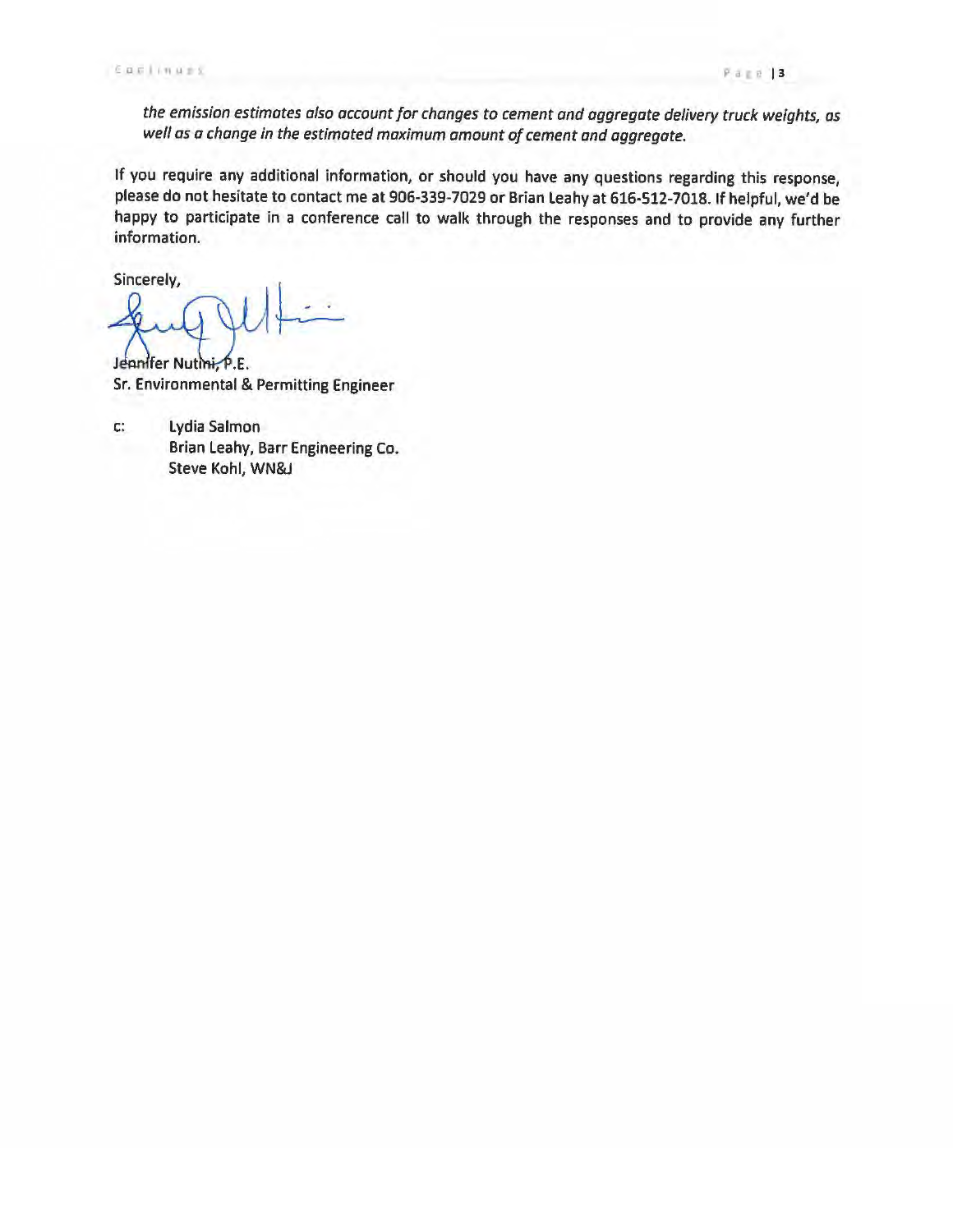*the emission estimates also account for changes to cement and aggregate delivery truck weights, as well as a change in the estimated maximum amount of cement and aggregate.*

If you require any additional information, or should you have any questions regarding this response, please do not hesitate to contact me at 906-339-7029 or Brian Leahy at 616-512-7018. If helpful, we'd be happy to participate in a conference call to walk through the responses and to provide any further information.

Sincerely,

Jennifer Nutini, P.E.
Sr. Environmental & Permitting Engineer

c: Lydia Salmon
Brian Leahy, Barr Engineering Co.
Steve Kohl, WN&J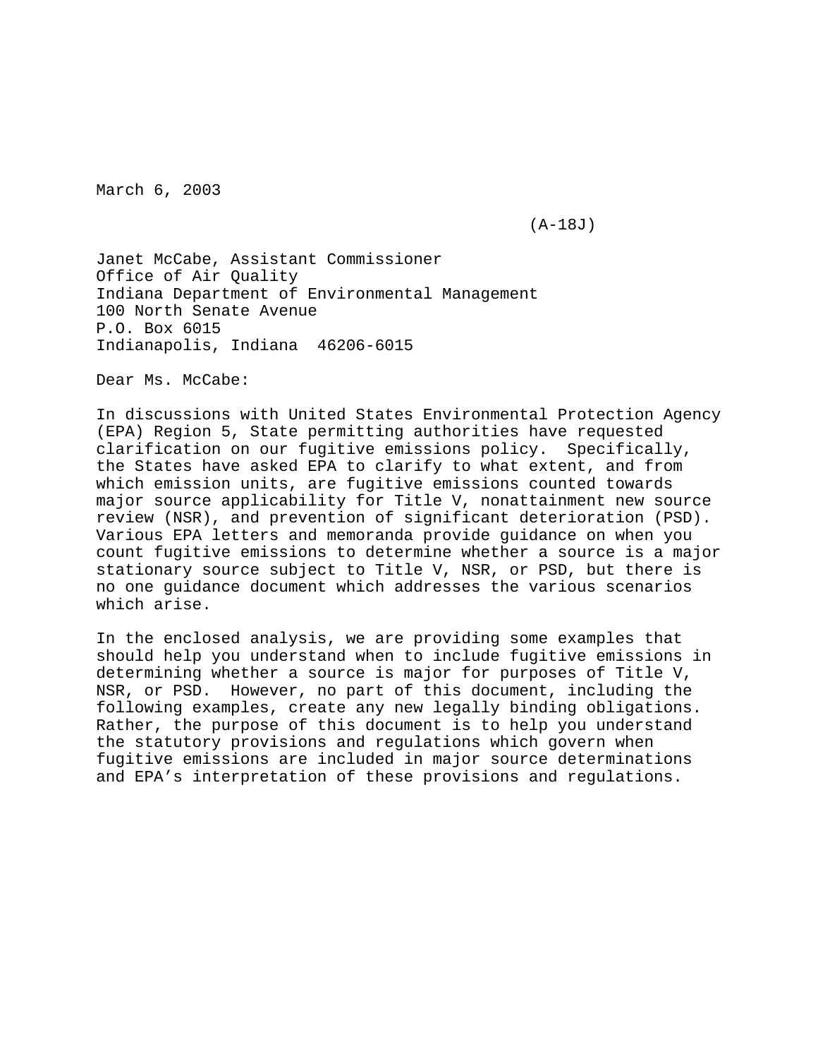March 6, 2003

(A-18J)

Janet McCabe, Assistant Commissioner  
Office of Air Quality  
Indiana Department of Environmental Management  
100 North Senate Avenue  
P.O. Box 6015  
Indianapolis, Indiana 46206-6015

Dear Ms. McCabe:

In discussions with United States Environmental Protection Agency (EPA) Region 5, State permitting authorities have requested clarification on our fugitive emissions policy. Specifically, the States have asked EPA to clarify to what extent, and from which emission units, are fugitive emissions counted towards major source applicability for Title V, nonattainment new source review (NSR), and prevention of significant deterioration (PSD). Various EPA letters and memoranda provide guidance on when you count fugitive emissions to determine whether a source is a major stationary source subject to Title V, NSR, or PSD, but there is no one guidance document which addresses the various scenarios which arise.

In the enclosed analysis, we are providing some examples that should help you understand when to include fugitive emissions in determining whether a source is major for purposes of Title V, NSR, or PSD. However, no part of this document, including the following examples, create any new legally binding obligations. Rather, the purpose of this document is to help you understand the statutory provisions and regulations which govern when fugitive emissions are included in major source determinations and EPA's interpretation of these provisions and regulations.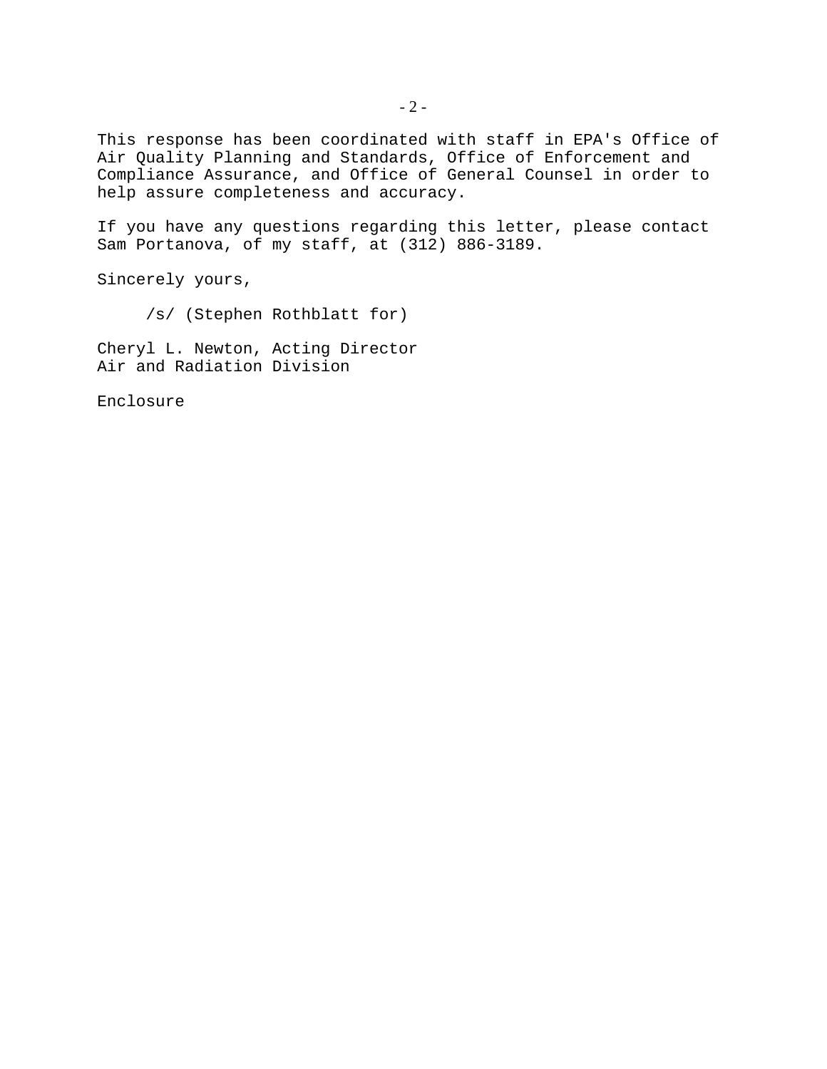This response has been coordinated with staff in EPA's Office of Air Quality Planning and Standards, Office of Enforcement and Compliance Assurance, and Office of General Counsel in order to help assure completeness and accuracy.

If you have any questions regarding this letter, please contact Sam Portanova, of my staff, at (312) 886-3189.

Sincerely yours,

/s/ (Stephen Rothblatt for)

Cheryl L. Newton, Acting Director
Air and Radiation Division

Enclosure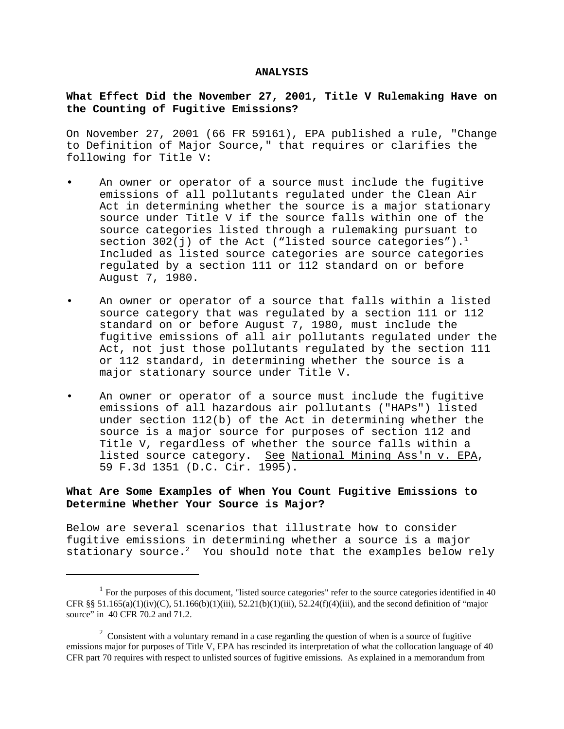## ANALYSIS

### What Effect Did the November 27, 2001, Title V Rulemaking Have on the Counting of Fugitive Emissions?

On November 27, 2001 (66 FR 59161), EPA published a rule, "Change to Definition of Major Source," that requires or clarifies the following for Title V:

- An owner or operator of a source must include the fugitive emissions of all pollutants regulated under the Clean Air Act in determining whether the source is a major stationary source under Title V if the source falls within one of the source categories listed through a rulemaking pursuant to section 302(j) of the Act ("listed source categories").[1] Included as listed source categories are source categories regulated by a section 111 or 112 standard on or before August 7, 1980.
- An owner or operator of a source that falls within a listed source category that was regulated by a section 111 or 112 standard on or before August 7, 1980, must include the fugitive emissions of all air pollutants regulated under the Act, not just those pollutants regulated by the section 111 or 112 standard, in determining whether the source is a major stationary source under Title V.
- An owner or operator of a source must include the fugitive emissions of all hazardous air pollutants ("HAPs") listed under section 112(b) of the Act in determining whether the source is a major source for purposes of section 112 and Title V, regardless of whether the source falls within a listed source category. See National Mining Ass'n v. EPA, 59 F.3d 1351 (D.C. Cir. 1995).

### What Are Some Examples of When You Count Fugitive Emissions to Determine Whether Your Source is Major?

Below are several scenarios that illustrate how to consider fugitive emissions in determining whether a source is a major stationary source.[2] You should note that the examples below rely

---

[1] For the purposes of this document, "listed source categories" refer to the source categories identified in 40 CFR §§ 51.165(a)(1)(iv)(C), 51.166(b)(1)(iii), 52.21(b)(1)(iii), 52.24(f)(4)(iii), and the second definition of "major source" in 40 CFR 70.2 and 71.2.

[2] Consistent with a voluntary remand in a case regarding the question of when is a source of fugitive emissions major for purposes of Title V, EPA has rescinded its interpretation of what the collocation language of 40 CFR part 70 requires with respect to unlisted sources of fugitive emissions. As explained in a memorandum from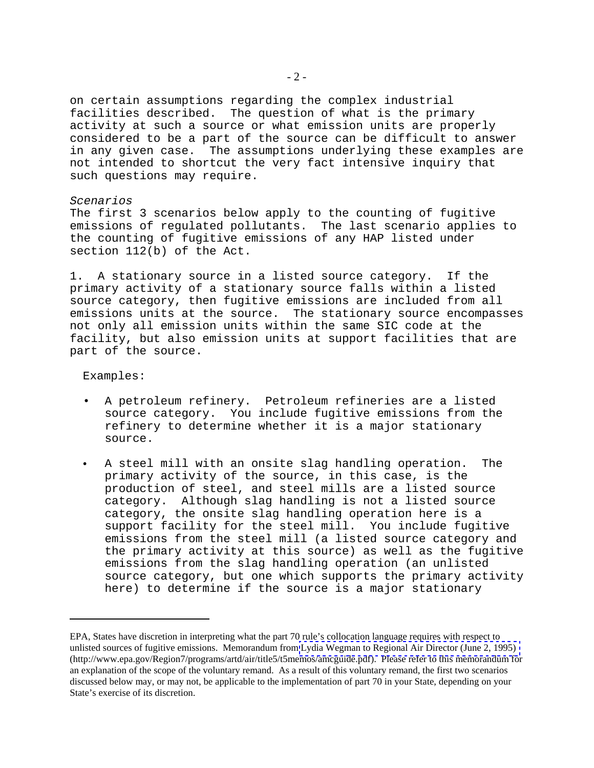on certain assumptions regarding the complex industrial facilities described. The question of what is the primary activity at such a source or what emission units are properly considered to be a part of the source can be difficult to answer in any given case. The assumptions underlying these examples are not intended to shortcut the very fact intensive inquiry that such questions may require.

*Scenarios*

The first 3 scenarios below apply to the counting of fugitive emissions of regulated pollutants. The last scenario applies to the counting of fugitive emissions of any HAP listed under section 112(b) of the Act.

1. A stationary source in a listed source category. If the primary activity of a stationary source falls within a listed source category, then fugitive emissions are included from all emissions units at the source. The stationary source encompasses not only all emission units within the same SIC code at the facility, but also emission units at support facilities that are part of the source.

Examples:

- A petroleum refinery. Petroleum refineries are a listed source category. You include fugitive emissions from the refinery to determine whether it is a major stationary source.
- A steel mill with an onsite slag handling operation. The primary activity of the source, in this case, is the production of steel, and steel mills are a listed source category. Although slag handling is not a listed source category, the onsite slag handling operation here is a support facility for the steel mill. You include fugitive emissions from the steel mill (a listed source category and the primary activity at this source) as well as the fugitive emissions from the slag handling operation (an unlisted source category, but one which supports the primary activity here) to determine if the source is a major stationary

---

EPA, States have discretion in interpreting what the part 70 rule's collocation language requires with respect to unlisted sources of fugitive emissions. Memorandum from Lydia Wegman to Regional Air Director (June 2, 1995) (http://www.epa.gov/Region7/programs/artd/air/title5/t5memos/amcguide.pdf). Please refer to this memorandum for an explanation of the scope of the voluntary remand. As a result of this voluntary remand, the first two scenarios discussed below may, or may not, be applicable to the implementation of part 70 in your State, depending on your State's exercise of its discretion.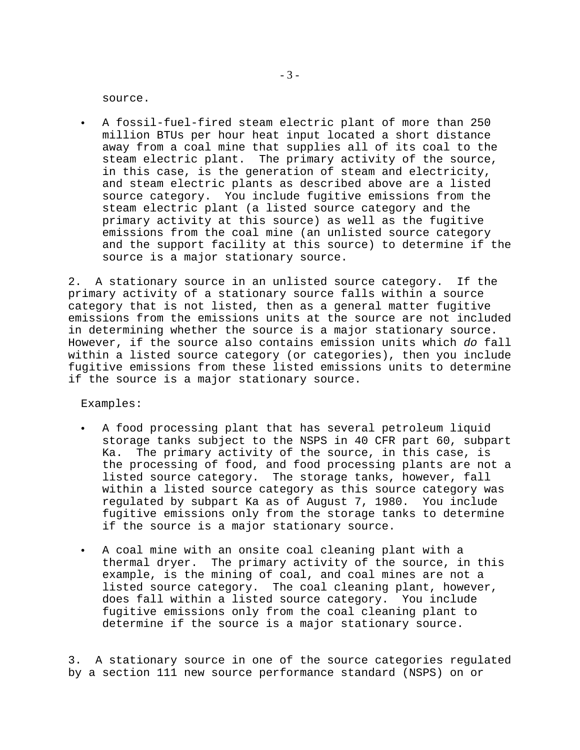source.

- A fossil-fuel-fired steam electric plant of more than 250 million BTUs per hour heat input located a short distance away from a coal mine that supplies all of its coal to the steam electric plant. The primary activity of the source, in this case, is the generation of steam and electricity, and steam electric plants as described above are a listed source category. You include fugitive emissions from the steam electric plant (a listed source category and the primary activity at this source) as well as the fugitive emissions from the coal mine (an unlisted source category and the support facility at this source) to determine if the source is a major stationary source.

2. A stationary source in an unlisted source category. If the primary activity of a stationary source falls within a source category that is not listed, then as a general matter fugitive emissions from the emissions units at the source are not included in determining whether the source is a major stationary source. However, if the source also contains emission units which *do* fall within a listed source category (or categories), then you include fugitive emissions from these listed emissions units to determine if the source is a major stationary source.

Examples:

- A food processing plant that has several petroleum liquid storage tanks subject to the NSPS in 40 CFR part 60, subpart Ka. The primary activity of the source, in this case, is the processing of food, and food processing plants are not a listed source category. The storage tanks, however, fall within a listed source category as this source category was regulated by subpart Ka as of August 7, 1980. You include fugitive emissions only from the storage tanks to determine if the source is a major stationary source.

- A coal mine with an onsite coal cleaning plant with a thermal dryer. The primary activity of the source, in this example, is the mining of coal, and coal mines are not a listed source category. The coal cleaning plant, however, does fall within a listed source category. You include fugitive emissions only from the coal cleaning plant to determine if the source is a major stationary source.

3. A stationary source in one of the source categories regulated by a section 111 new source performance standard (NSPS) on or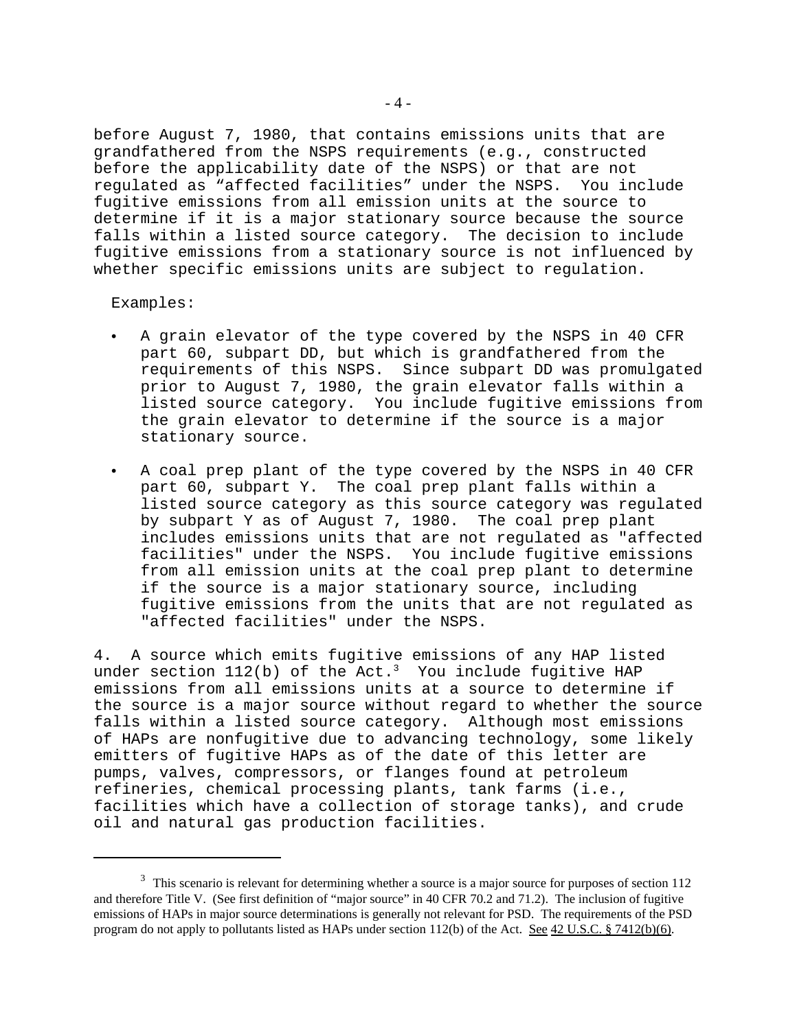before August 7, 1980, that contains emissions units that are grandfathered from the NSPS requirements (e.g., constructed before the applicability date of the NSPS) or that are not regulated as "affected facilities" under the NSPS. You include fugitive emissions from all emission units at the source to determine if it is a major stationary source because the source falls within a listed source category. The decision to include fugitive emissions from a stationary source is not influenced by whether specific emissions units are subject to regulation.

Examples:

- A grain elevator of the type covered by the NSPS in 40 CFR part 60, subpart DD, but which is grandfathered from the requirements of this NSPS. Since subpart DD was promulgated prior to August 7, 1980, the grain elevator falls within a listed source category. You include fugitive emissions from the grain elevator to determine if the source is a major stationary source.
- A coal prep plant of the type covered by the NSPS in 40 CFR part 60, subpart Y. The coal prep plant falls within a listed source category as this source category was regulated by subpart Y as of August 7, 1980. The coal prep plant includes emissions units that are not regulated as "affected facilities" under the NSPS. You include fugitive emissions from all emission units at the coal prep plant to determine if the source is a major stationary source, including fugitive emissions from the units that are not regulated as "affected facilities" under the NSPS.

4. A source which emits fugitive emissions of any HAP listed under section 112(b) of the Act.[3] You include fugitive HAP emissions from all emissions units at a source to determine if the source is a major source without regard to whether the source falls within a listed source category. Although most emissions of HAPs are nonfugitive due to advancing technology, some likely emitters of fugitive HAPs as of the date of this letter are pumps, valves, compressors, or flanges found at petroleum refineries, chemical processing plants, tank farms (i.e., facilities which have a collection of storage tanks), and crude oil and natural gas production facilities.

---

[3] This scenario is relevant for determining whether a source is a major source for purposes of section 112 and therefore Title V. (See first definition of "major source" in 40 CFR 70.2 and 71.2). The inclusion of fugitive emissions of HAPs in major source determinations is generally not relevant for PSD. The requirements of the PSD program do not apply to pollutants listed as HAPs under section 112(b) of the Act. See 42 U.S.C. § 7412(b)(6).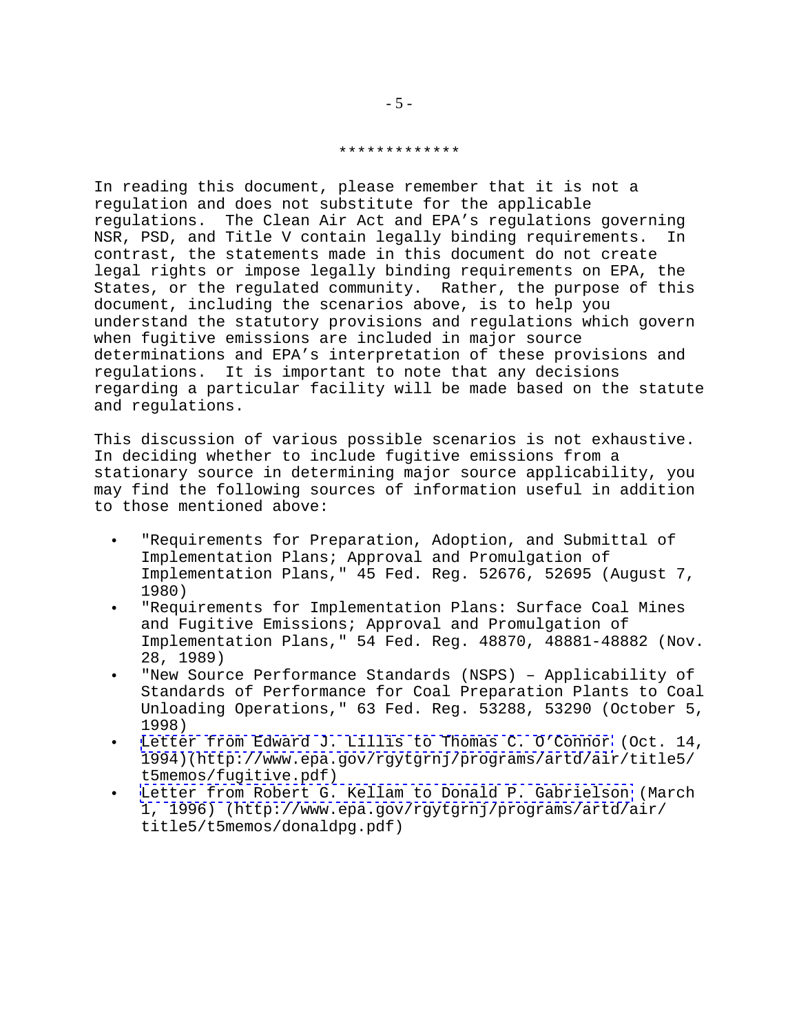*************

In reading this document, please remember that it is not a regulation and does not substitute for the applicable regulations. The Clean Air Act and EPA's regulations governing NSR, PSD, and Title V contain legally binding requirements. In contrast, the statements made in this document do not create legal rights or impose legally binding requirements on EPA, the States, or the regulated community. Rather, the purpose of this document, including the scenarios above, is to help you understand the statutory provisions and regulations which govern when fugitive emissions are included in major source determinations and EPA's interpretation of these provisions and regulations. It is important to note that any decisions regarding a particular facility will be made based on the statute and regulations.

This discussion of various possible scenarios is not exhaustive. In deciding whether to include fugitive emissions from a stationary source in determining major source applicability, you may find the following sources of information useful in addition to those mentioned above:

- "Requirements for Preparation, Adoption, and Submittal of Implementation Plans; Approval and Promulgation of Implementation Plans," 45 Fed. Reg. 52676, 52695 (August 7, 1980)
- "Requirements for Implementation Plans: Surface Coal Mines and Fugitive Emissions; Approval and Promulgation of Implementation Plans," 54 Fed. Reg. 48870, 48881-48882 (Nov. 28, 1989)
- "New Source Performance Standards (NSPS) – Applicability of Standards of Performance for Coal Preparation Plants to Coal Unloading Operations," 63 Fed. Reg. 53288, 53290 (October 5, 1998)
- Letter from Edward J. Lillis to Thomas C. O'Connor (Oct. 14, 1994)(http://www.epa.gov/rgytgrnj/programs/artd/air/title5/t5memos/fugitive.pdf)
- Letter from Robert G. Kellam to Donald P. Gabrielson (March 1, 1996) (http://www.epa.gov/rgytgrnj/programs/artd/air/title5/t5memos/donaldpg.pdf)